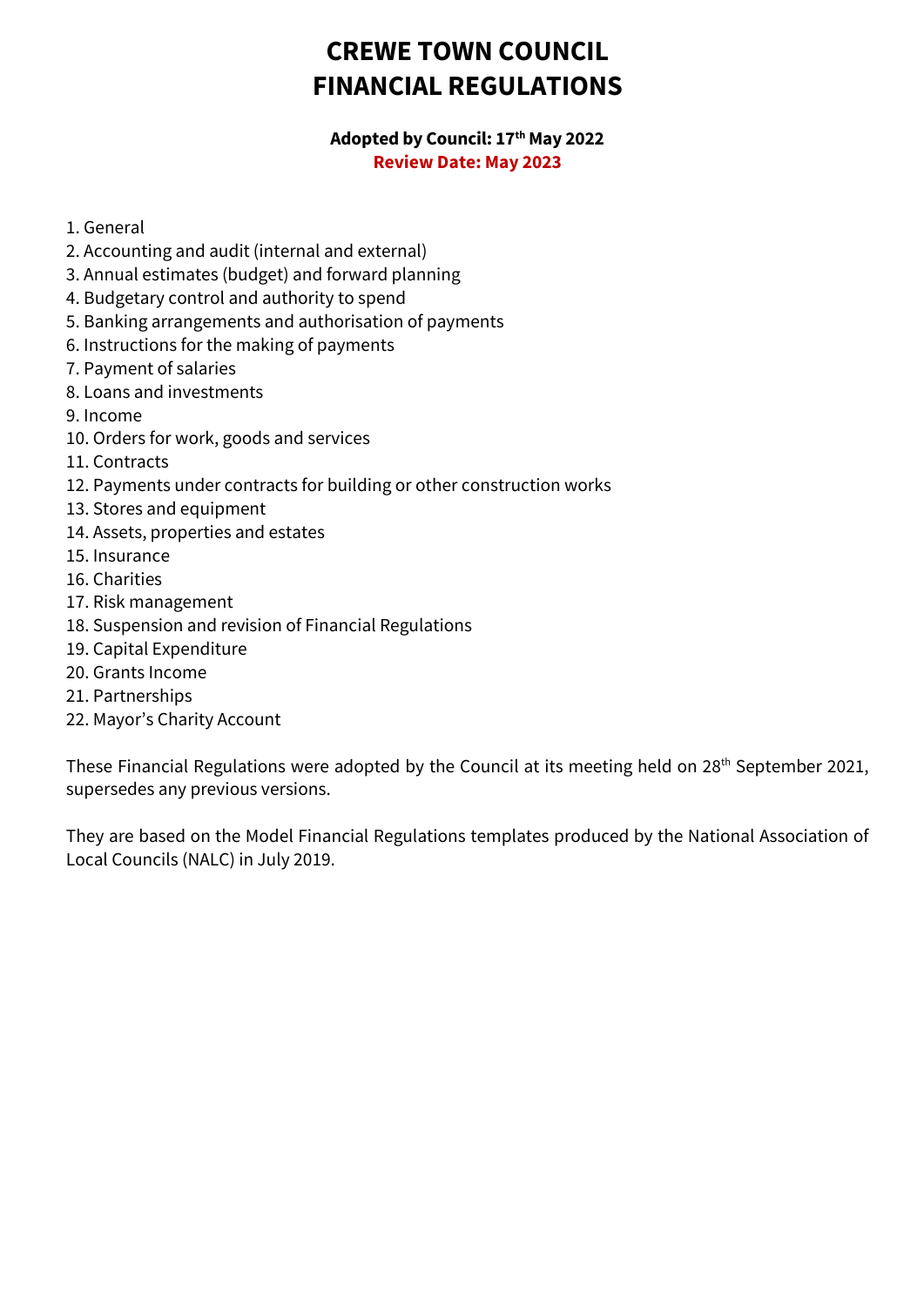# CREWE TOWN COUNCIL
# FINANCIAL REGULATIONS

**Adopted by Council: 17th May 2022**
**Review Date: May 2023**

1. General
2. Accounting and audit (internal and external)
3. Annual estimates (budget) and forward planning
4. Budgetary control and authority to spend
5. Banking arrangements and authorisation of payments
6. Instructions for the making of payments
7. Payment of salaries
8. Loans and investments
9. Income
10. Orders for work, goods and services
11. Contracts
12. Payments under contracts for building or other construction works
13. Stores and equipment
14. Assets, properties and estates
15. Insurance
16. Charities
17. Risk management
18. Suspension and revision of Financial Regulations
19. Capital Expenditure
20. Grants Income
21. Partnerships
22. Mayor's Charity Account

These Financial Regulations were adopted by the Council at its meeting held on 28th September 2021, supersedes any previous versions.

They are based on the Model Financial Regulations templates produced by the National Association of Local Councils (NALC) in July 2019.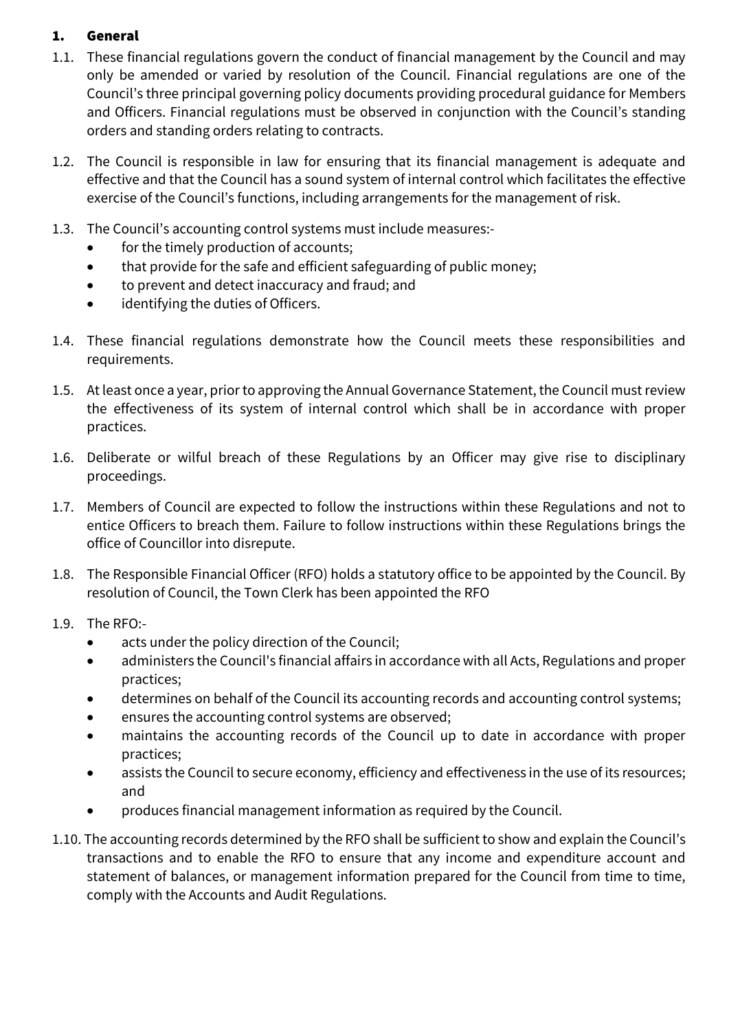## 1. General

1.1. These financial regulations govern the conduct of financial management by the Council and may only be amended or varied by resolution of the Council. Financial regulations are one of the Council's three principal governing policy documents providing procedural guidance for Members and Officers. Financial regulations must be observed in conjunction with the Council's standing orders and standing orders relating to contracts.

1.2. The Council is responsible in law for ensuring that its financial management is adequate and effective and that the Council has a sound system of internal control which facilitates the effective exercise of the Council's functions, including arrangements for the management of risk.

1.3. The Council's accounting control systems must include measures:-

- for the timely production of accounts;
- that provide for the safe and efficient safeguarding of public money;
- to prevent and detect inaccuracy and fraud; and
- identifying the duties of Officers.

1.4. These financial regulations demonstrate how the Council meets these responsibilities and requirements.

1.5. At least once a year, prior to approving the Annual Governance Statement, the Council must review the effectiveness of its system of internal control which shall be in accordance with proper practices.

1.6. Deliberate or wilful breach of these Regulations by an Officer may give rise to disciplinary proceedings.

1.7. Members of Council are expected to follow the instructions within these Regulations and not to entice Officers to breach them. Failure to follow instructions within these Regulations brings the office of Councillor into disrepute.

1.8. The Responsible Financial Officer (RFO) holds a statutory office to be appointed by the Council. By resolution of Council, the Town Clerk has been appointed the RFO

1.9. The RFO:-

- acts under the policy direction of the Council;
- administers the Council's financial affairs in accordance with all Acts, Regulations and proper practices;
- determines on behalf of the Council its accounting records and accounting control systems;
- ensures the accounting control systems are observed;
- maintains the accounting records of the Council up to date in accordance with proper practices;
- assists the Council to secure economy, efficiency and effectiveness in the use of its resources; and
- produces financial management information as required by the Council.

1.10. The accounting records determined by the RFO shall be sufficient to show and explain the Council's transactions and to enable the RFO to ensure that any income and expenditure account and statement of balances, or management information prepared for the Council from time to time, comply with the Accounts and Audit Regulations.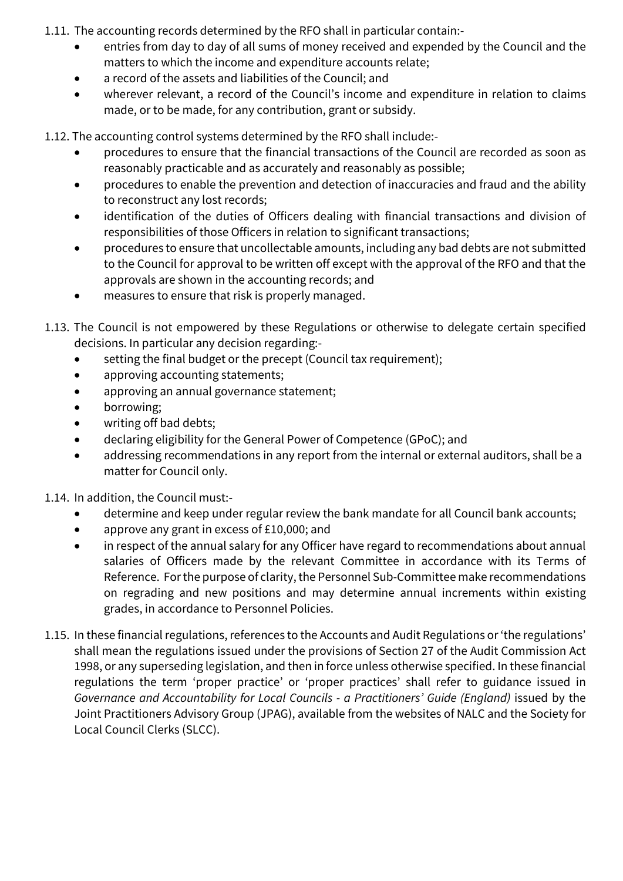1.11. The accounting records determined by the RFO shall in particular contain:-

- entries from day to day of all sums of money received and expended by the Council and the matters to which the income and expenditure accounts relate;
- a record of the assets and liabilities of the Council; and
- wherever relevant, a record of the Council's income and expenditure in relation to claims made, or to be made, for any contribution, grant or subsidy.

1.12. The accounting control systems determined by the RFO shall include:-

- procedures to ensure that the financial transactions of the Council are recorded as soon as reasonably practicable and as accurately and reasonably as possible;
- procedures to enable the prevention and detection of inaccuracies and fraud and the ability to reconstruct any lost records;
- identification of the duties of Officers dealing with financial transactions and division of responsibilities of those Officers in relation to significant transactions;
- procedures to ensure that uncollectable amounts, including any bad debts are not submitted to the Council for approval to be written off except with the approval of the RFO and that the approvals are shown in the accounting records; and
- measures to ensure that risk is properly managed.

1.13. The Council is not empowered by these Regulations or otherwise to delegate certain specified decisions. In particular any decision regarding:-

- setting the final budget or the precept (Council tax requirement);
- approving accounting statements;
- approving an annual governance statement;
- borrowing;
- writing off bad debts;
- declaring eligibility for the General Power of Competence (GPoC); and
- addressing recommendations in any report from the internal or external auditors, shall be a matter for Council only.

1.14. In addition, the Council must:-

- determine and keep under regular review the bank mandate for all Council bank accounts;
- approve any grant in excess of £10,000; and
- in respect of the annual salary for any Officer have regard to recommendations about annual salaries of Officers made by the relevant Committee in accordance with its Terms of Reference. For the purpose of clarity, the Personnel Sub-Committee make recommendations on regrading and new positions and may determine annual increments within existing grades, in accordance to Personnel Policies.

1.15. In these financial regulations, references to the Accounts and Audit Regulations or 'the regulations' shall mean the regulations issued under the provisions of Section 27 of the Audit Commission Act 1998, or any superseding legislation, and then in force unless otherwise specified. In these financial regulations the term 'proper practice' or 'proper practices' shall refer to guidance issued in *Governance and Accountability for Local Councils - a Practitioners' Guide (England)* issued by the Joint Practitioners Advisory Group (JPAG), available from the websites of NALC and the Society for Local Council Clerks (SLCC).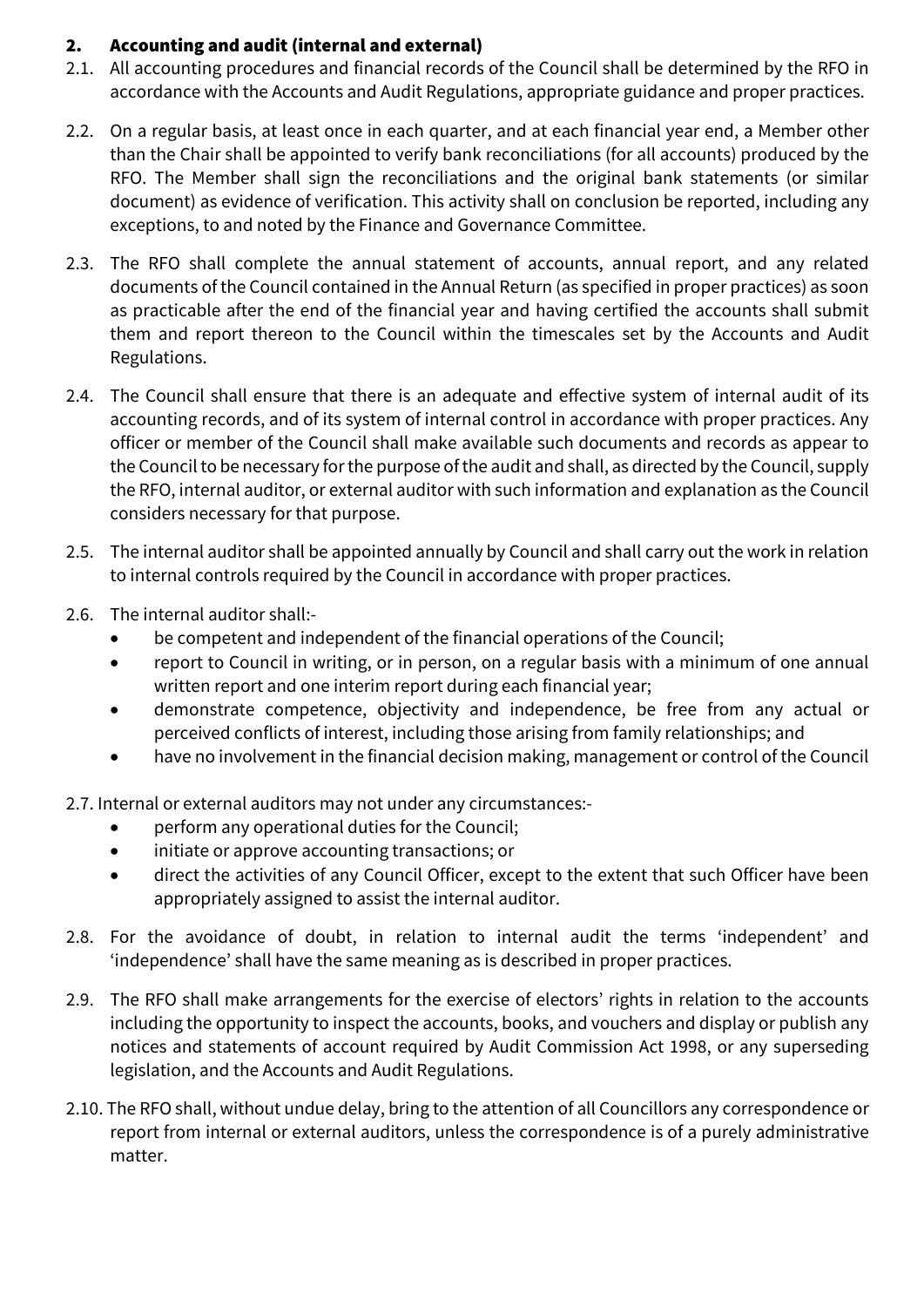## 2. Accounting and audit (internal and external)

2.1. All accounting procedures and financial records of the Council shall be determined by the RFO in accordance with the Accounts and Audit Regulations, appropriate guidance and proper practices.

2.2. On a regular basis, at least once in each quarter, and at each financial year end, a Member other than the Chair shall be appointed to verify bank reconciliations (for all accounts) produced by the RFO. The Member shall sign the reconciliations and the original bank statements (or similar document) as evidence of verification. This activity shall on conclusion be reported, including any exceptions, to and noted by the Finance and Governance Committee.

2.3. The RFO shall complete the annual statement of accounts, annual report, and any related documents of the Council contained in the Annual Return (as specified in proper practices) as soon as practicable after the end of the financial year and having certified the accounts shall submit them and report thereon to the Council within the timescales set by the Accounts and Audit Regulations.

2.4. The Council shall ensure that there is an adequate and effective system of internal audit of its accounting records, and of its system of internal control in accordance with proper practices. Any officer or member of the Council shall make available such documents and records as appear to the Council to be necessary for the purpose of the audit and shall, as directed by the Council, supply the RFO, internal auditor, or external auditor with such information and explanation as the Council considers necessary for that purpose.

2.5. The internal auditor shall be appointed annually by Council and shall carry out the work in relation to internal controls required by the Council in accordance with proper practices.

2.6. The internal auditor shall:-

- be competent and independent of the financial operations of the Council;
- report to Council in writing, or in person, on a regular basis with a minimum of one annual written report and one interim report during each financial year;
- demonstrate competence, objectivity and independence, be free from any actual or perceived conflicts of interest, including those arising from family relationships; and
- have no involvement in the financial decision making, management or control of the Council

2.7. Internal or external auditors may not under any circumstances:-

- perform any operational duties for the Council;
- initiate or approve accounting transactions; or
- direct the activities of any Council Officer, except to the extent that such Officer have been appropriately assigned to assist the internal auditor.

2.8. For the avoidance of doubt, in relation to internal audit the terms 'independent' and 'independence' shall have the same meaning as is described in proper practices.

2.9. The RFO shall make arrangements for the exercise of electors' rights in relation to the accounts including the opportunity to inspect the accounts, books, and vouchers and display or publish any notices and statements of account required by Audit Commission Act 1998, or any superseding legislation, and the Accounts and Audit Regulations.

2.10. The RFO shall, without undue delay, bring to the attention of all Councillors any correspondence or report from internal or external auditors, unless the correspondence is of a purely administrative matter.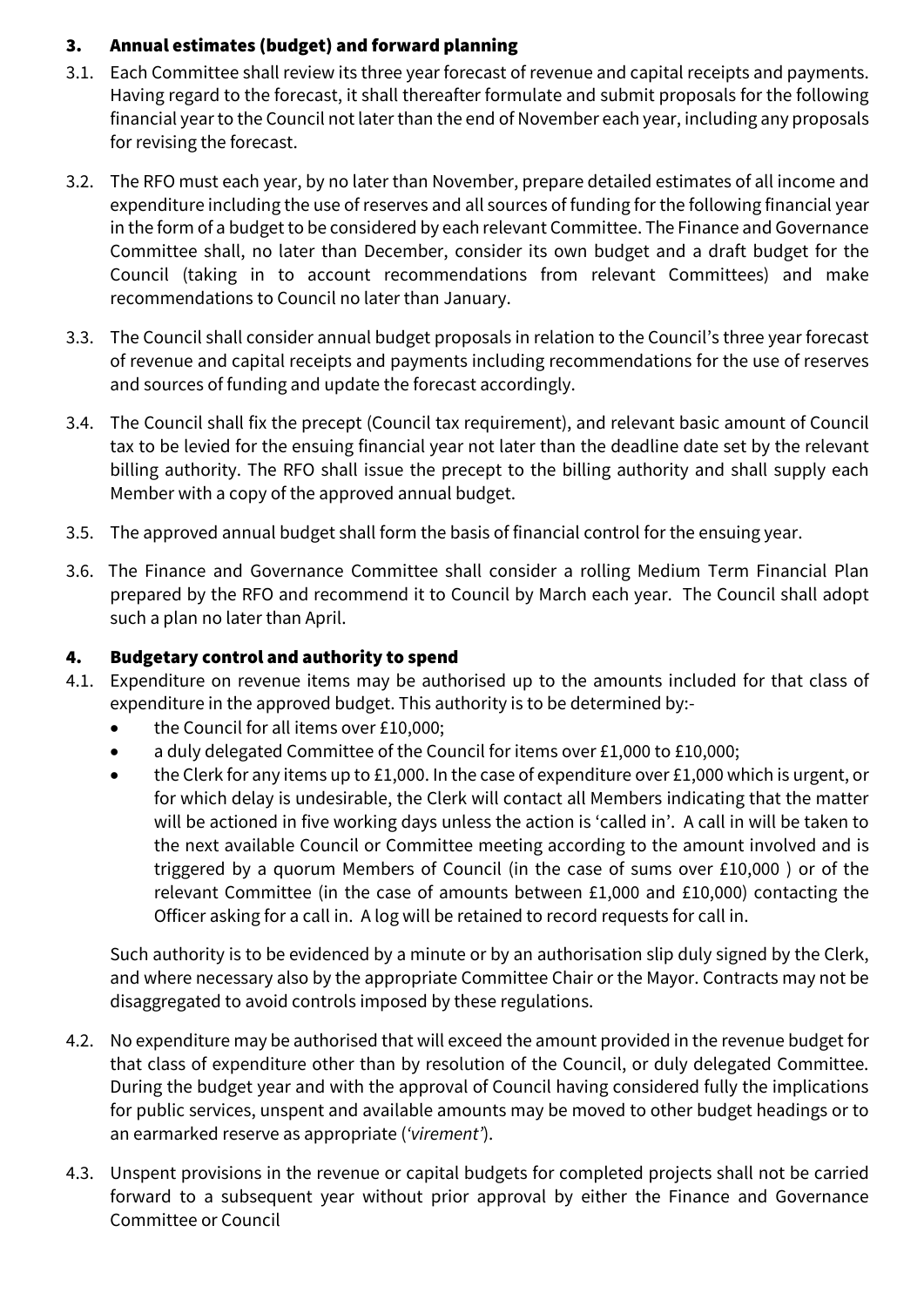## 3. Annual estimates (budget) and forward planning

3.1. Each Committee shall review its three year forecast of revenue and capital receipts and payments. Having regard to the forecast, it shall thereafter formulate and submit proposals for the following financial year to the Council not later than the end of November each year, including any proposals for revising the forecast.

3.2. The RFO must each year, by no later than November, prepare detailed estimates of all income and expenditure including the use of reserves and all sources of funding for the following financial year in the form of a budget to be considered by each relevant Committee. The Finance and Governance Committee shall, no later than December, consider its own budget and a draft budget for the Council (taking in to account recommendations from relevant Committees) and make recommendations to Council no later than January.

3.3. The Council shall consider annual budget proposals in relation to the Council's three year forecast of revenue and capital receipts and payments including recommendations for the use of reserves and sources of funding and update the forecast accordingly.

3.4. The Council shall fix the precept (Council tax requirement), and relevant basic amount of Council tax to be levied for the ensuing financial year not later than the deadline date set by the relevant billing authority. The RFO shall issue the precept to the billing authority and shall supply each Member with a copy of the approved annual budget.

3.5. The approved annual budget shall form the basis of financial control for the ensuing year.

3.6. The Finance and Governance Committee shall consider a rolling Medium Term Financial Plan prepared by the RFO and recommend it to Council by March each year. The Council shall adopt such a plan no later than April.

## 4. Budgetary control and authority to spend

4.1. Expenditure on revenue items may be authorised up to the amounts included for that class of expenditure in the approved budget. This authority is to be determined by:-

- the Council for all items over £10,000;
- a duly delegated Committee of the Council for items over £1,000 to £10,000;
- the Clerk for any items up to £1,000. In the case of expenditure over £1,000 which is urgent, or for which delay is undesirable, the Clerk will contact all Members indicating that the matter will be actioned in five working days unless the action is 'called in'. A call in will be taken to the next available Council or Committee meeting according to the amount involved and is triggered by a quorum Members of Council (in the case of sums over £10,000 ) or of the relevant Committee (in the case of amounts between £1,000 and £10,000) contacting the Officer asking for a call in. A log will be retained to record requests for call in.

Such authority is to be evidenced by a minute or by an authorisation slip duly signed by the Clerk, and where necessary also by the appropriate Committee Chair or the Mayor. Contracts may not be disaggregated to avoid controls imposed by these regulations.

4.2. No expenditure may be authorised that will exceed the amount provided in the revenue budget for that class of expenditure other than by resolution of the Council, or duly delegated Committee. During the budget year and with the approval of Council having considered fully the implications for public services, unspent and available amounts may be moved to other budget headings or to an earmarked reserve as appropriate (*'virement'*).

4.3. Unspent provisions in the revenue or capital budgets for completed projects shall not be carried forward to a subsequent year without prior approval by either the Finance and Governance Committee or Council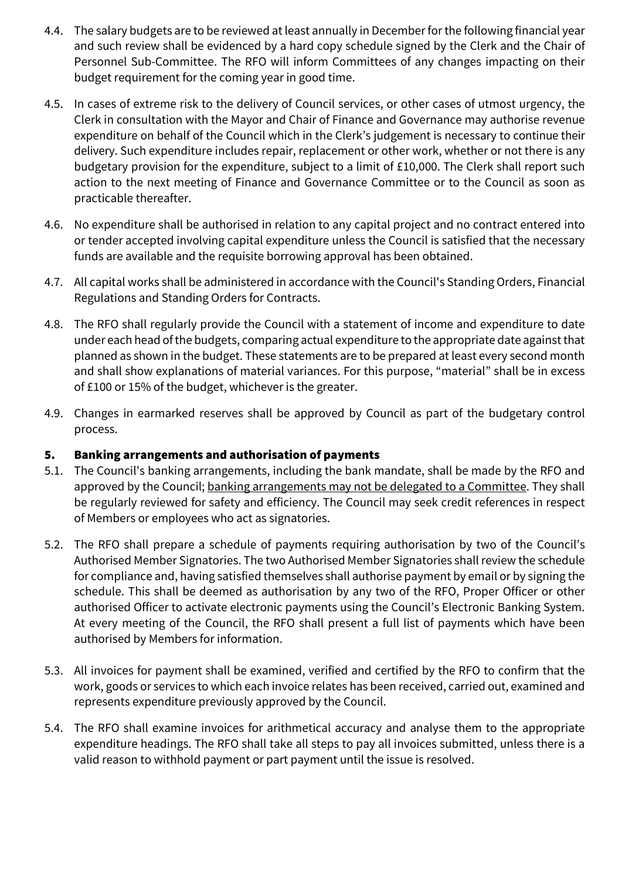4.4. The salary budgets are to be reviewed at least annually in December for the following financial year and such review shall be evidenced by a hard copy schedule signed by the Clerk and the Chair of Personnel Sub-Committee. The RFO will inform Committees of any changes impacting on their budget requirement for the coming year in good time.

4.5. In cases of extreme risk to the delivery of Council services, or other cases of utmost urgency, the Clerk in consultation with the Mayor and Chair of Finance and Governance may authorise revenue expenditure on behalf of the Council which in the Clerk's judgement is necessary to continue their delivery. Such expenditure includes repair, replacement or other work, whether or not there is any budgetary provision for the expenditure, subject to a limit of £10,000. The Clerk shall report such action to the next meeting of Finance and Governance Committee or to the Council as soon as practicable thereafter.

4.6. No expenditure shall be authorised in relation to any capital project and no contract entered into or tender accepted involving capital expenditure unless the Council is satisfied that the necessary funds are available and the requisite borrowing approval has been obtained.

4.7. All capital works shall be administered in accordance with the Council's Standing Orders, Financial Regulations and Standing Orders for Contracts.

4.8. The RFO shall regularly provide the Council with a statement of income and expenditure to date under each head of the budgets, comparing actual expenditure to the appropriate date against that planned as shown in the budget. These statements are to be prepared at least every second month and shall show explanations of material variances. For this purpose, "material" shall be in excess of £100 or 15% of the budget, whichever is the greater.

4.9. Changes in earmarked reserves shall be approved by Council as part of the budgetary control process.

## 5. Banking arrangements and authorisation of payments

5.1. The Council's banking arrangements, including the bank mandate, shall be made by the RFO and approved by the Council; <u>banking arrangements may not be delegated to a Committee</u>. They shall be regularly reviewed for safety and efficiency. The Council may seek credit references in respect of Members or employees who act as signatories.

5.2. The RFO shall prepare a schedule of payments requiring authorisation by two of the Council's Authorised Member Signatories. The two Authorised Member Signatories shall review the schedule for compliance and, having satisfied themselves shall authorise payment by email or by signing the schedule. This shall be deemed as authorisation by any two of the RFO, Proper Officer or other authorised Officer to activate electronic payments using the Council's Electronic Banking System. At every meeting of the Council, the RFO shall present a full list of payments which have been authorised by Members for information.

5.3. All invoices for payment shall be examined, verified and certified by the RFO to confirm that the work, goods or services to which each invoice relates has been received, carried out, examined and represents expenditure previously approved by the Council.

5.4. The RFO shall examine invoices for arithmetical accuracy and analyse them to the appropriate expenditure headings. The RFO shall take all steps to pay all invoices submitted, unless there is a valid reason to withhold payment or part payment until the issue is resolved.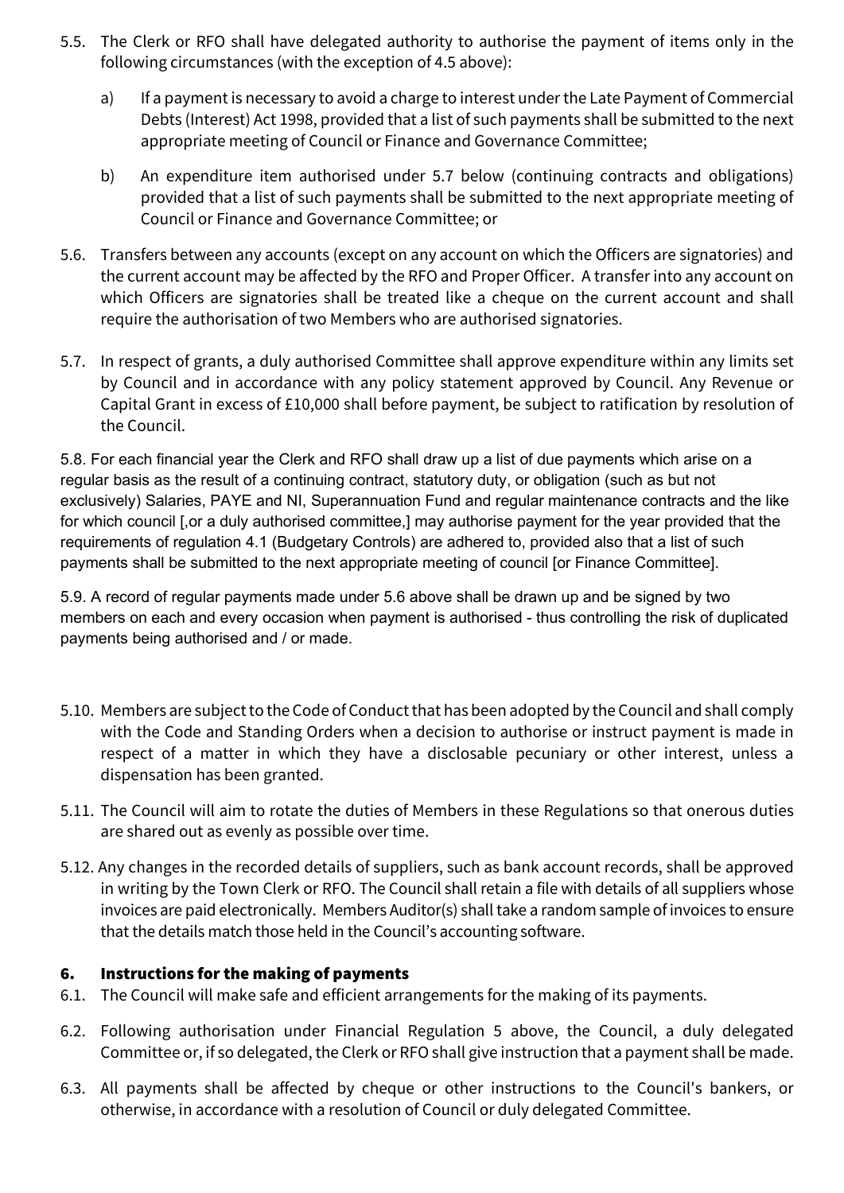5.5. The Clerk or RFO shall have delegated authority to authorise the payment of items only in the following circumstances (with the exception of 4.5 above):

   a) If a payment is necessary to avoid a charge to interest under the Late Payment of Commercial Debts (Interest) Act 1998, provided that a list of such payments shall be submitted to the next appropriate meeting of Council or Finance and Governance Committee;

   b) An expenditure item authorised under 5.7 below (continuing contracts and obligations) provided that a list of such payments shall be submitted to the next appropriate meeting of Council or Finance and Governance Committee; or

5.6. Transfers between any accounts (except on any account on which the Officers are signatories) and the current account may be affected by the RFO and Proper Officer. A transfer into any account on which Officers are signatories shall be treated like a cheque on the current account and shall require the authorisation of two Members who are authorised signatories.

5.7. In respect of grants, a duly authorised Committee shall approve expenditure within any limits set by Council and in accordance with any policy statement approved by Council. Any Revenue or Capital Grant in excess of £10,000 shall before payment, be subject to ratification by resolution of the Council.

5.8. For each financial year the Clerk and RFO shall draw up a list of due payments which arise on a regular basis as the result of a continuing contract, statutory duty, or obligation (such as but not exclusively) Salaries, PAYE and NI, Superannuation Fund and regular maintenance contracts and the like for which council [,or a duly authorised committee,] may authorise payment for the year provided that the requirements of regulation 4.1 (Budgetary Controls) are adhered to, provided also that a list of such payments shall be submitted to the next appropriate meeting of council [or Finance Committee].

5.9. A record of regular payments made under 5.6 above shall be drawn up and be signed by two members on each and every occasion when payment is authorised - thus controlling the risk of duplicated payments being authorised and / or made.

5.10. Members are subject to the Code of Conduct that has been adopted by the Council and shall comply with the Code and Standing Orders when a decision to authorise or instruct payment is made in respect of a matter in which they have a disclosable pecuniary or other interest, unless a dispensation has been granted.

5.11. The Council will aim to rotate the duties of Members in these Regulations so that onerous duties are shared out as evenly as possible over time.

5.12. Any changes in the recorded details of suppliers, such as bank account records, shall be approved in writing by the Town Clerk or RFO. The Council shall retain a file with details of all suppliers whose invoices are paid electronically. Members Auditor(s) shall take a random sample of invoices to ensure that the details match those held in the Council's accounting software.

## 6. Instructions for the making of payments

6.1. The Council will make safe and efficient arrangements for the making of its payments.

6.2. Following authorisation under Financial Regulation 5 above, the Council, a duly delegated Committee or, if so delegated, the Clerk or RFO shall give instruction that a payment shall be made.

6.3. All payments shall be affected by cheque or other instructions to the Council's bankers, or otherwise, in accordance with a resolution of Council or duly delegated Committee.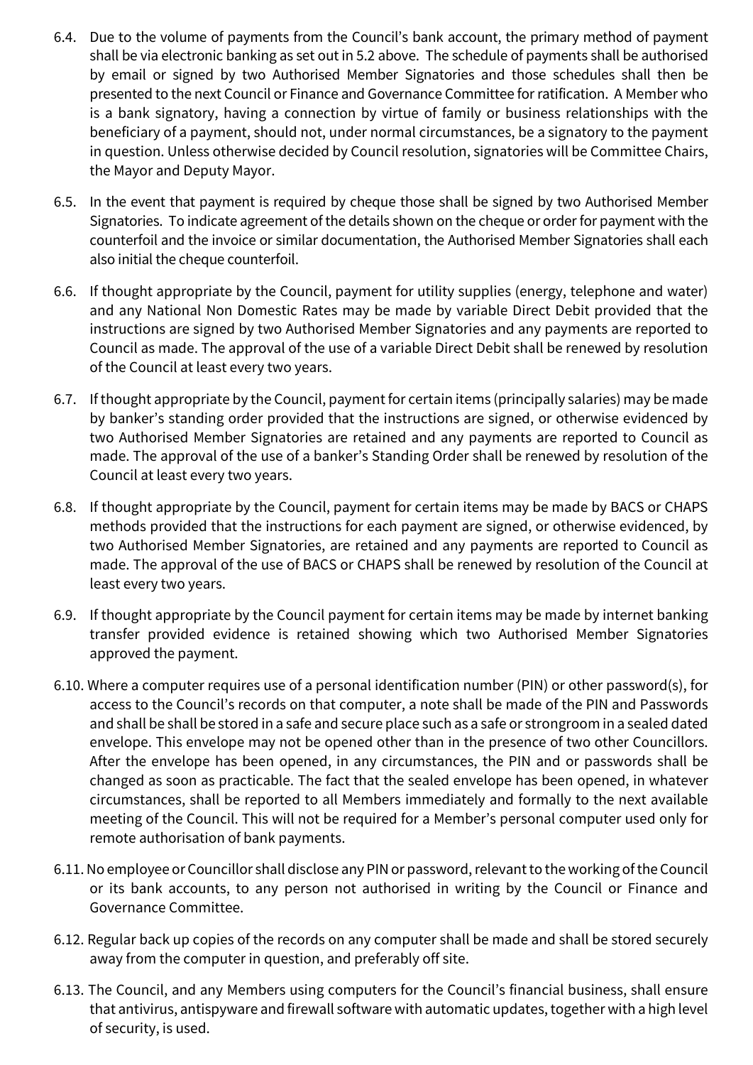6.4. Due to the volume of payments from the Council's bank account, the primary method of payment shall be via electronic banking as set out in 5.2 above. The schedule of payments shall be authorised by email or signed by two Authorised Member Signatories and those schedules shall then be presented to the next Council or Finance and Governance Committee for ratification. A Member who is a bank signatory, having a connection by virtue of family or business relationships with the beneficiary of a payment, should not, under normal circumstances, be a signatory to the payment in question. Unless otherwise decided by Council resolution, signatories will be Committee Chairs, the Mayor and Deputy Mayor.

6.5. In the event that payment is required by cheque those shall be signed by two Authorised Member Signatories. To indicate agreement of the details shown on the cheque or order for payment with the counterfoil and the invoice or similar documentation, the Authorised Member Signatories shall each also initial the cheque counterfoil.

6.6. If thought appropriate by the Council, payment for utility supplies (energy, telephone and water) and any National Non Domestic Rates may be made by variable Direct Debit provided that the instructions are signed by two Authorised Member Signatories and any payments are reported to Council as made. The approval of the use of a variable Direct Debit shall be renewed by resolution of the Council at least every two years.

6.7. If thought appropriate by the Council, payment for certain items (principally salaries) may be made by banker's standing order provided that the instructions are signed, or otherwise evidenced by two Authorised Member Signatories are retained and any payments are reported to Council as made. The approval of the use of a banker's Standing Order shall be renewed by resolution of the Council at least every two years.

6.8. If thought appropriate by the Council, payment for certain items may be made by BACS or CHAPS methods provided that the instructions for each payment are signed, or otherwise evidenced, by two Authorised Member Signatories, are retained and any payments are reported to Council as made. The approval of the use of BACS or CHAPS shall be renewed by resolution of the Council at least every two years.

6.9. If thought appropriate by the Council payment for certain items may be made by internet banking transfer provided evidence is retained showing which two Authorised Member Signatories approved the payment.

6.10. Where a computer requires use of a personal identification number (PIN) or other password(s), for access to the Council's records on that computer, a note shall be made of the PIN and Passwords and shall be shall be stored in a safe and secure place such as a safe or strongroom in a sealed dated envelope. This envelope may not be opened other than in the presence of two other Councillors. After the envelope has been opened, in any circumstances, the PIN and or passwords shall be changed as soon as practicable. The fact that the sealed envelope has been opened, in whatever circumstances, shall be reported to all Members immediately and formally to the next available meeting of the Council. This will not be required for a Member's personal computer used only for remote authorisation of bank payments.

6.11. No employee or Councillor shall disclose any PIN or password, relevant to the working of the Council or its bank accounts, to any person not authorised in writing by the Council or Finance and Governance Committee.

6.12. Regular back up copies of the records on any computer shall be made and shall be stored securely away from the computer in question, and preferably off site.

6.13. The Council, and any Members using computers for the Council's financial business, shall ensure that antivirus, antispyware and firewall software with automatic updates, together with a high level of security, is used.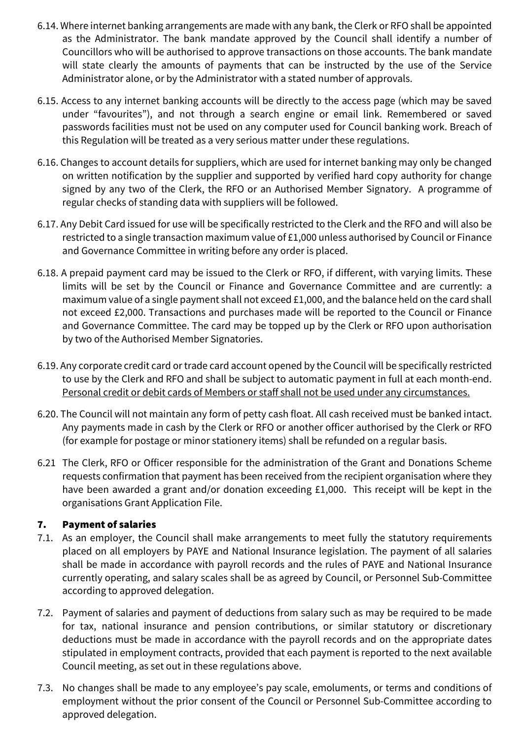6.14. Where internet banking arrangements are made with any bank, the Clerk or RFO shall be appointed as the Administrator. The bank mandate approved by the Council shall identify a number of Councillors who will be authorised to approve transactions on those accounts. The bank mandate will state clearly the amounts of payments that can be instructed by the use of the Service Administrator alone, or by the Administrator with a stated number of approvals.

6.15. Access to any internet banking accounts will be directly to the access page (which may be saved under "favourites"), and not through a search engine or email link. Remembered or saved passwords facilities must not be used on any computer used for Council banking work. Breach of this Regulation will be treated as a very serious matter under these regulations.

6.16. Changes to account details for suppliers, which are used for internet banking may only be changed on written notification by the supplier and supported by verified hard copy authority for change signed by any two of the Clerk, the RFO or an Authorised Member Signatory. A programme of regular checks of standing data with suppliers will be followed.

6.17. Any Debit Card issued for use will be specifically restricted to the Clerk and the RFO and will also be restricted to a single transaction maximum value of £1,000 unless authorised by Council or Finance and Governance Committee in writing before any order is placed.

6.18. A prepaid payment card may be issued to the Clerk or RFO, if different, with varying limits. These limits will be set by the Council or Finance and Governance Committee and are currently: a maximum value of a single payment shall not exceed £1,000, and the balance held on the card shall not exceed £2,000. Transactions and purchases made will be reported to the Council or Finance and Governance Committee. The card may be topped up by the Clerk or RFO upon authorisation by two of the Authorised Member Signatories.

6.19. Any corporate credit card or trade card account opened by the Council will be specifically restricted to use by the Clerk and RFO and shall be subject to automatic payment in full at each month-end. <u>Personal credit or debit cards of Members or staff shall not be used under any circumstances.</u>

6.20. The Council will not maintain any form of petty cash float. All cash received must be banked intact. Any payments made in cash by the Clerk or RFO or another officer authorised by the Clerk or RFO (for example for postage or minor stationery items) shall be refunded on a regular basis.

6.21 The Clerk, RFO or Officer responsible for the administration of the Grant and Donations Scheme requests confirmation that payment has been received from the recipient organisation where they have been awarded a grant and/or donation exceeding £1,000. This receipt will be kept in the organisations Grant Application File.

## 7. Payment of salaries

7.1. As an employer, the Council shall make arrangements to meet fully the statutory requirements placed on all employers by PAYE and National Insurance legislation. The payment of all salaries shall be made in accordance with payroll records and the rules of PAYE and National Insurance currently operating, and salary scales shall be as agreed by Council, or Personnel Sub-Committee according to approved delegation.

7.2. Payment of salaries and payment of deductions from salary such as may be required to be made for tax, national insurance and pension contributions, or similar statutory or discretionary deductions must be made in accordance with the payroll records and on the appropriate dates stipulated in employment contracts, provided that each payment is reported to the next available Council meeting, as set out in these regulations above.

7.3. No changes shall be made to any employee's pay scale, emoluments, or terms and conditions of employment without the prior consent of the Council or Personnel Sub-Committee according to approved delegation.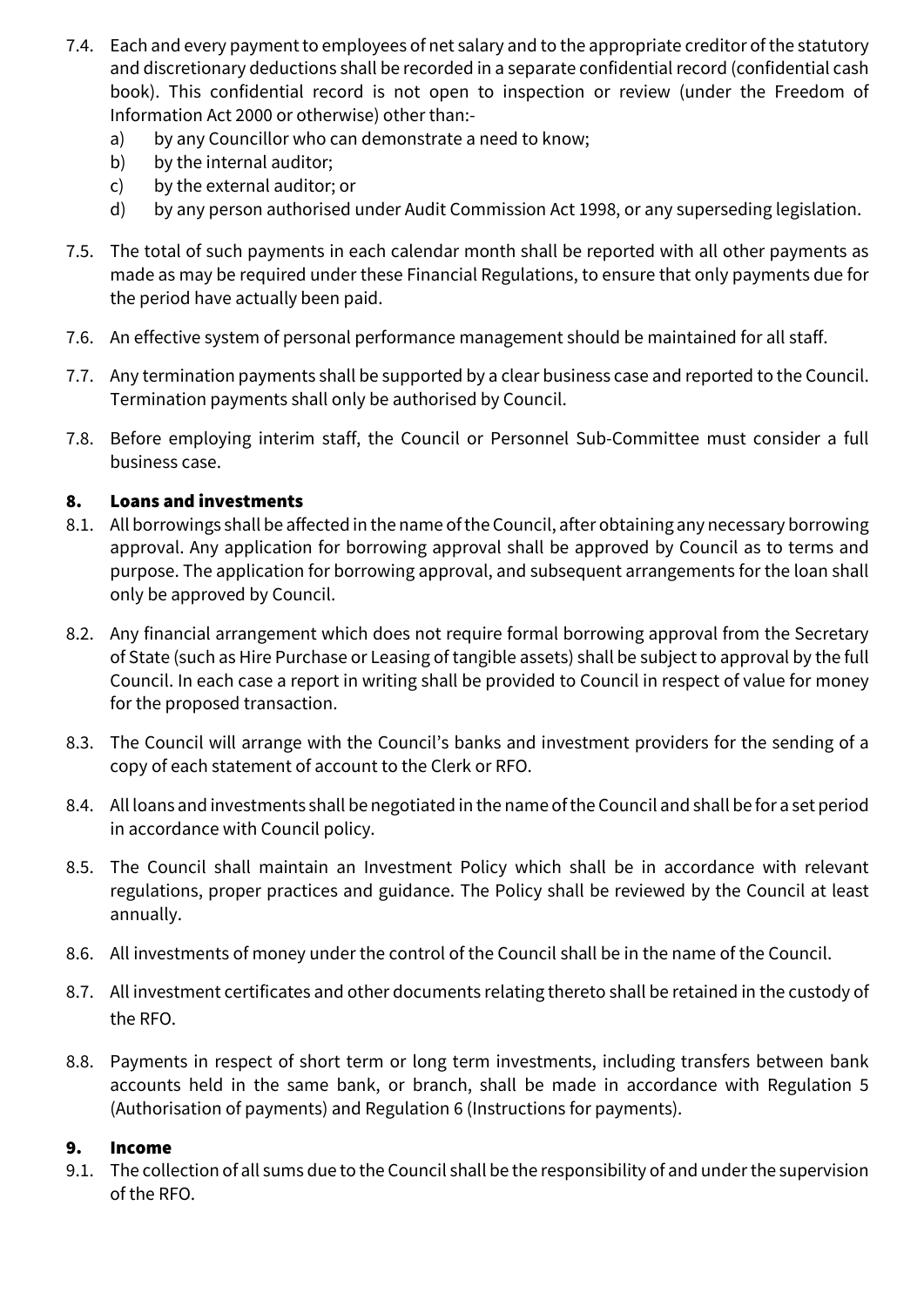7.4. Each and every payment to employees of net salary and to the appropriate creditor of the statutory and discretionary deductions shall be recorded in a separate confidential record (confidential cash book). This confidential record is not open to inspection or review (under the Freedom of Information Act 2000 or otherwise) other than:-

   a) by any Councillor who can demonstrate a need to know;
   b) by the internal auditor;
   c) by the external auditor; or
   d) by any person authorised under Audit Commission Act 1998, or any superseding legislation.

7.5. The total of such payments in each calendar month shall be reported with all other payments as made as may be required under these Financial Regulations, to ensure that only payments due for the period have actually been paid.

7.6. An effective system of personal performance management should be maintained for all staff.

7.7. Any termination payments shall be supported by a clear business case and reported to the Council. Termination payments shall only be authorised by Council.

7.8. Before employing interim staff, the Council or Personnel Sub-Committee must consider a full business case.

## 8. Loans and investments

8.1. All borrowings shall be affected in the name of the Council, after obtaining any necessary borrowing approval. Any application for borrowing approval shall be approved by Council as to terms and purpose. The application for borrowing approval, and subsequent arrangements for the loan shall only be approved by Council.

8.2. Any financial arrangement which does not require formal borrowing approval from the Secretary of State (such as Hire Purchase or Leasing of tangible assets) shall be subject to approval by the full Council. In each case a report in writing shall be provided to Council in respect of value for money for the proposed transaction.

8.3. The Council will arrange with the Council's banks and investment providers for the sending of a copy of each statement of account to the Clerk or RFO.

8.4. All loans and investments shall be negotiated in the name of the Council and shall be for a set period in accordance with Council policy.

8.5. The Council shall maintain an Investment Policy which shall be in accordance with relevant regulations, proper practices and guidance. The Policy shall be reviewed by the Council at least annually.

8.6. All investments of money under the control of the Council shall be in the name of the Council.

8.7. All investment certificates and other documents relating thereto shall be retained in the custody of the RFO.

8.8. Payments in respect of short term or long term investments, including transfers between bank accounts held in the same bank, or branch, shall be made in accordance with Regulation 5 (Authorisation of payments) and Regulation 6 (Instructions for payments).

## 9. Income

9.1. The collection of all sums due to the Council shall be the responsibility of and under the supervision of the RFO.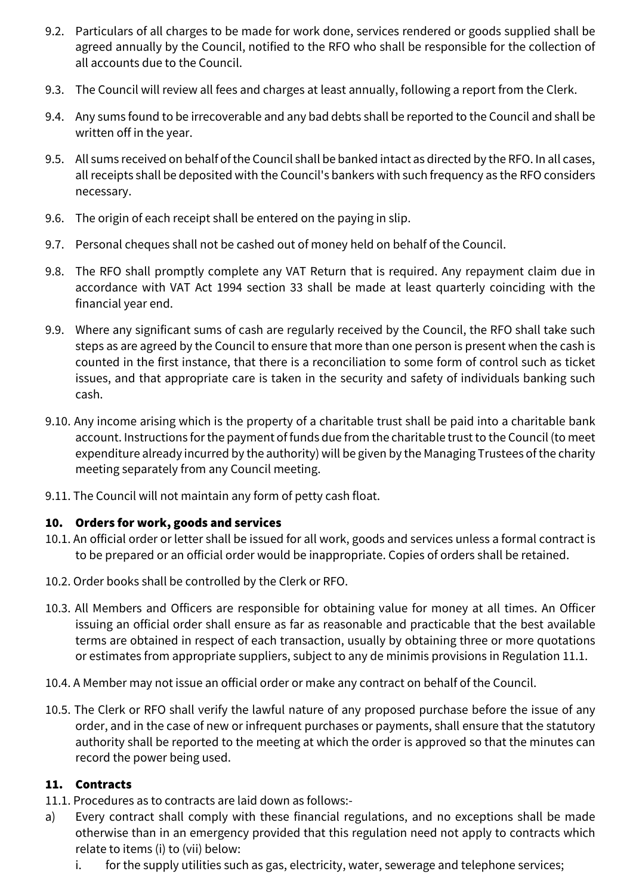9.2. Particulars of all charges to be made for work done, services rendered or goods supplied shall be agreed annually by the Council, notified to the RFO who shall be responsible for the collection of all accounts due to the Council.

9.3. The Council will review all fees and charges at least annually, following a report from the Clerk.

9.4. Any sums found to be irrecoverable and any bad debts shall be reported to the Council and shall be written off in the year.

9.5. All sums received on behalf of the Council shall be banked intact as directed by the RFO. In all cases, all receipts shall be deposited with the Council's bankers with such frequency as the RFO considers necessary.

9.6. The origin of each receipt shall be entered on the paying in slip.

9.7. Personal cheques shall not be cashed out of money held on behalf of the Council.

9.8. The RFO shall promptly complete any VAT Return that is required. Any repayment claim due in accordance with VAT Act 1994 section 33 shall be made at least quarterly coinciding with the financial year end.

9.9. Where any significant sums of cash are regularly received by the Council, the RFO shall take such steps as are agreed by the Council to ensure that more than one person is present when the cash is counted in the first instance, that there is a reconciliation to some form of control such as ticket issues, and that appropriate care is taken in the security and safety of individuals banking such cash.

9.10. Any income arising which is the property of a charitable trust shall be paid into a charitable bank account. Instructions for the payment of funds due from the charitable trust to the Council (to meet expenditure already incurred by the authority) will be given by the Managing Trustees of the charity meeting separately from any Council meeting.

9.11. The Council will not maintain any form of petty cash float.

## 10. Orders for work, goods and services

10.1. An official order or letter shall be issued for all work, goods and services unless a formal contract is to be prepared or an official order would be inappropriate. Copies of orders shall be retained.

10.2. Order books shall be controlled by the Clerk or RFO.

10.3. All Members and Officers are responsible for obtaining value for money at all times. An Officer issuing an official order shall ensure as far as reasonable and practicable that the best available terms are obtained in respect of each transaction, usually by obtaining three or more quotations or estimates from appropriate suppliers, subject to any de minimis provisions in Regulation 11.1.

10.4. A Member may not issue an official order or make any contract on behalf of the Council.

10.5. The Clerk or RFO shall verify the lawful nature of any proposed purchase before the issue of any order, and in the case of new or infrequent purchases or payments, shall ensure that the statutory authority shall be reported to the meeting at which the order is approved so that the minutes can record the power being used.

## 11. Contracts

11.1. Procedures as to contracts are laid down as follows:-

a) Every contract shall comply with these financial regulations, and no exceptions shall be made otherwise than in an emergency provided that this regulation need not apply to contracts which relate to items (i) to (vii) below:
   i. for the supply utilities such as gas, electricity, water, sewerage and telephone services;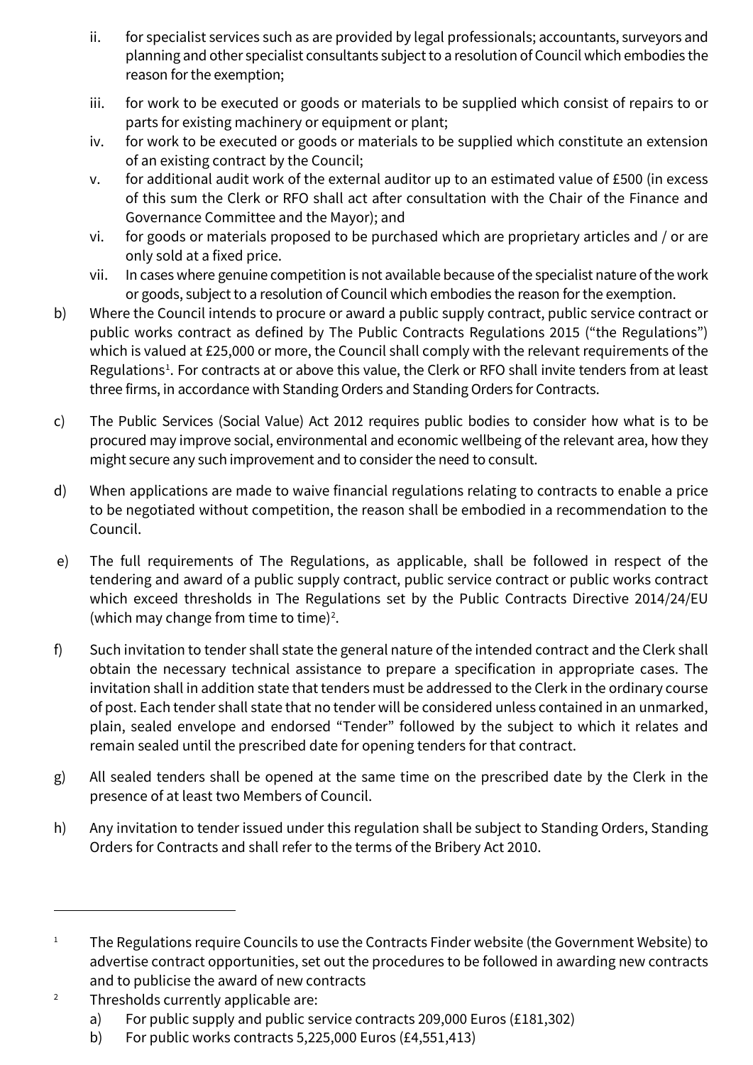ii. for specialist services such as are provided by legal professionals; accountants, surveyors and planning and other specialist consultants subject to a resolution of Council which embodies the reason for the exemption;

iii. for work to be executed or goods or materials to be supplied which consist of repairs to or parts for existing machinery or equipment or plant;

iv. for work to be executed or goods or materials to be supplied which constitute an extension of an existing contract by the Council;

v. for additional audit work of the external auditor up to an estimated value of £500 (in excess of this sum the Clerk or RFO shall act after consultation with the Chair of the Finance and Governance Committee and the Mayor); and

vi. for goods or materials proposed to be purchased which are proprietary articles and / or are only sold at a fixed price.

vii. In cases where genuine competition is not available because of the specialist nature of the work or goods, subject to a resolution of Council which embodies the reason for the exemption.

b) Where the Council intends to procure or award a public supply contract, public service contract or public works contract as defined by The Public Contracts Regulations 2015 ("the Regulations") which is valued at £25,000 or more, the Council shall comply with the relevant requirements of the Regulations[1]. For contracts at or above this value, the Clerk or RFO shall invite tenders from at least three firms, in accordance with Standing Orders and Standing Orders for Contracts.

c) The Public Services (Social Value) Act 2012 requires public bodies to consider how what is to be procured may improve social, environmental and economic wellbeing of the relevant area, how they might secure any such improvement and to consider the need to consult.

d) When applications are made to waive financial regulations relating to contracts to enable a price to be negotiated without competition, the reason shall be embodied in a recommendation to the Council.

e) The full requirements of The Regulations, as applicable, shall be followed in respect of the tendering and award of a public supply contract, public service contract or public works contract which exceed thresholds in The Regulations set by the Public Contracts Directive 2014/24/EU (which may change from time to time)[2].

f) Such invitation to tender shall state the general nature of the intended contract and the Clerk shall obtain the necessary technical assistance to prepare a specification in appropriate cases. The invitation shall in addition state that tenders must be addressed to the Clerk in the ordinary course of post. Each tender shall state that no tender will be considered unless contained in an unmarked, plain, sealed envelope and endorsed "Tender" followed by the subject to which it relates and remain sealed until the prescribed date for opening tenders for that contract.

g) All sealed tenders shall be opened at the same time on the prescribed date by the Clerk in the presence of at least two Members of Council.

h) Any invitation to tender issued under this regulation shall be subject to Standing Orders, Standing Orders for Contracts and shall refer to the terms of the Bribery Act 2010.

---

[1] The Regulations require Councils to use the Contracts Finder website (the Government Website) to advertise contract opportunities, set out the procedures to be followed in awarding new contracts and to publicise the award of new contracts

[2] Thresholds currently applicable are:

a) For public supply and public service contracts 209,000 Euros (£181,302)

b) For public works contracts 5,225,000 Euros (£4,551,413)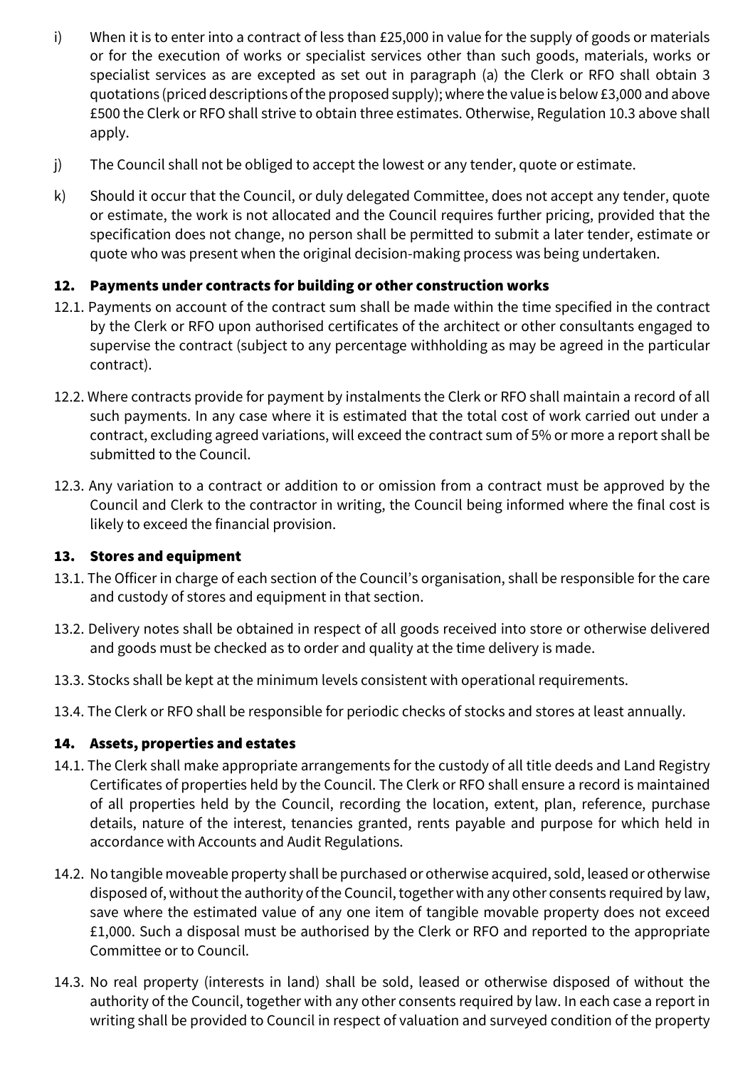i) When it is to enter into a contract of less than £25,000 in value for the supply of goods or materials or for the execution of works or specialist services other than such goods, materials, works or specialist services as are excepted as set out in paragraph (a) the Clerk or RFO shall obtain 3 quotations (priced descriptions of the proposed supply); where the value is below £3,000 and above £500 the Clerk or RFO shall strive to obtain three estimates. Otherwise, Regulation 10.3 above shall apply.

j) The Council shall not be obliged to accept the lowest or any tender, quote or estimate.

k) Should it occur that the Council, or duly delegated Committee, does not accept any tender, quote or estimate, the work is not allocated and the Council requires further pricing, provided that the specification does not change, no person shall be permitted to submit a later tender, estimate or quote who was present when the original decision-making process was being undertaken.

## 12. Payments under contracts for building or other construction works

12.1. Payments on account of the contract sum shall be made within the time specified in the contract by the Clerk or RFO upon authorised certificates of the architect or other consultants engaged to supervise the contract (subject to any percentage withholding as may be agreed in the particular contract).

12.2. Where contracts provide for payment by instalments the Clerk or RFO shall maintain a record of all such payments. In any case where it is estimated that the total cost of work carried out under a contract, excluding agreed variations, will exceed the contract sum of 5% or more a report shall be submitted to the Council.

12.3. Any variation to a contract or addition to or omission from a contract must be approved by the Council and Clerk to the contractor in writing, the Council being informed where the final cost is likely to exceed the financial provision.

## 13. Stores and equipment

13.1. The Officer in charge of each section of the Council's organisation, shall be responsible for the care and custody of stores and equipment in that section.

13.2. Delivery notes shall be obtained in respect of all goods received into store or otherwise delivered and goods must be checked as to order and quality at the time delivery is made.

13.3. Stocks shall be kept at the minimum levels consistent with operational requirements.

13.4. The Clerk or RFO shall be responsible for periodic checks of stocks and stores at least annually.

## 14. Assets, properties and estates

14.1. The Clerk shall make appropriate arrangements for the custody of all title deeds and Land Registry Certificates of properties held by the Council. The Clerk or RFO shall ensure a record is maintained of all properties held by the Council, recording the location, extent, plan, reference, purchase details, nature of the interest, tenancies granted, rents payable and purpose for which held in accordance with Accounts and Audit Regulations.

14.2. No tangible moveable property shall be purchased or otherwise acquired, sold, leased or otherwise disposed of, without the authority of the Council, together with any other consents required by law, save where the estimated value of any one item of tangible movable property does not exceed £1,000. Such a disposal must be authorised by the Clerk or RFO and reported to the appropriate Committee or to Council.

14.3. No real property (interests in land) shall be sold, leased or otherwise disposed of without the authority of the Council, together with any other consents required by law. In each case a report in writing shall be provided to Council in respect of valuation and surveyed condition of the property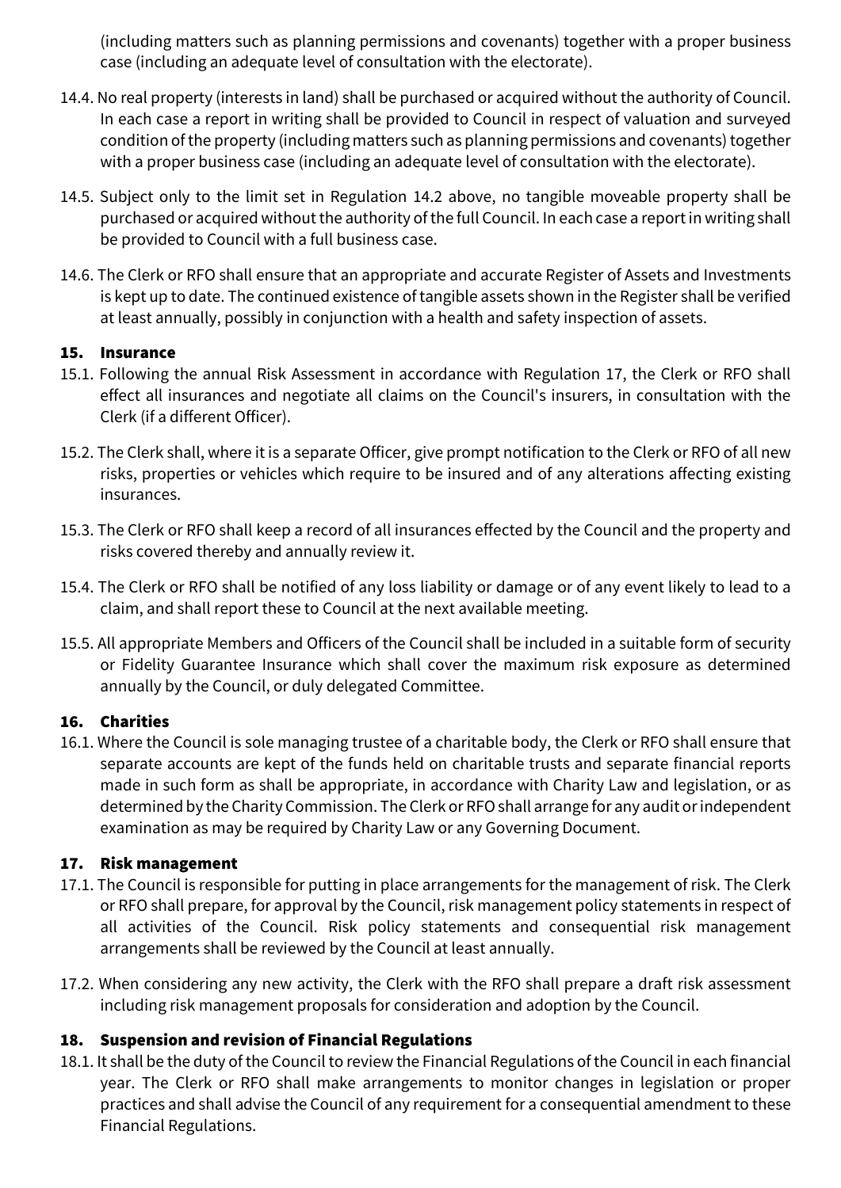(including matters such as planning permissions and covenants) together with a proper business case (including an adequate level of consultation with the electorate).

14.4. No real property (interests in land) shall be purchased or acquired without the authority of Council. In each case a report in writing shall be provided to Council in respect of valuation and surveyed condition of the property (including matters such as planning permissions and covenants) together with a proper business case (including an adequate level of consultation with the electorate).

14.5. Subject only to the limit set in Regulation 14.2 above, no tangible moveable property shall be purchased or acquired without the authority of the full Council. In each case a report in writing shall be provided to Council with a full business case.

14.6. The Clerk or RFO shall ensure that an appropriate and accurate Register of Assets and Investments is kept up to date. The continued existence of tangible assets shown in the Register shall be verified at least annually, possibly in conjunction with a health and safety inspection of assets.

## 15. Insurance

15.1. Following the annual Risk Assessment in accordance with Regulation 17, the Clerk or RFO shall effect all insurances and negotiate all claims on the Council's insurers, in consultation with the Clerk (if a different Officer).

15.2. The Clerk shall, where it is a separate Officer, give prompt notification to the Clerk or RFO of all new risks, properties or vehicles which require to be insured and of any alterations affecting existing insurances.

15.3. The Clerk or RFO shall keep a record of all insurances effected by the Council and the property and risks covered thereby and annually review it.

15.4. The Clerk or RFO shall be notified of any loss liability or damage or of any event likely to lead to a claim, and shall report these to Council at the next available meeting.

15.5. All appropriate Members and Officers of the Council shall be included in a suitable form of security or Fidelity Guarantee Insurance which shall cover the maximum risk exposure as determined annually by the Council, or duly delegated Committee.

## 16. Charities

16.1. Where the Council is sole managing trustee of a charitable body, the Clerk or RFO shall ensure that separate accounts are kept of the funds held on charitable trusts and separate financial reports made in such form as shall be appropriate, in accordance with Charity Law and legislation, or as determined by the Charity Commission. The Clerk or RFO shall arrange for any audit or independent examination as may be required by Charity Law or any Governing Document.

## 17. Risk management

17.1. The Council is responsible for putting in place arrangements for the management of risk. The Clerk or RFO shall prepare, for approval by the Council, risk management policy statements in respect of all activities of the Council. Risk policy statements and consequential risk management arrangements shall be reviewed by the Council at least annually.

17.2. When considering any new activity, the Clerk with the RFO shall prepare a draft risk assessment including risk management proposals for consideration and adoption by the Council.

## 18. Suspension and revision of Financial Regulations

18.1. It shall be the duty of the Council to review the Financial Regulations of the Council in each financial year. The Clerk or RFO shall make arrangements to monitor changes in legislation or proper practices and shall advise the Council of any requirement for a consequential amendment to these Financial Regulations.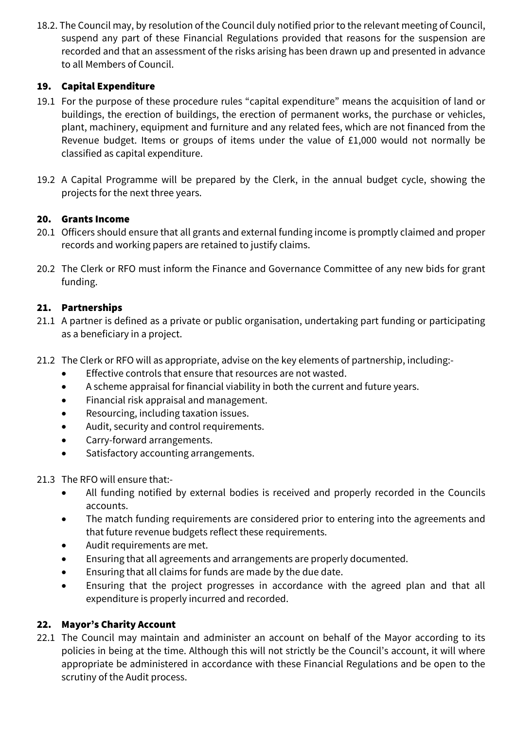18.2. The Council may, by resolution of the Council duly notified prior to the relevant meeting of Council, suspend any part of these Financial Regulations provided that reasons for the suspension are recorded and that an assessment of the risks arising has been drawn up and presented in advance to all Members of Council.

## 19. Capital Expenditure

19.1 For the purpose of these procedure rules "capital expenditure" means the acquisition of land or buildings, the erection of buildings, the erection of permanent works, the purchase or vehicles, plant, machinery, equipment and furniture and any related fees, which are not financed from the Revenue budget. Items or groups of items under the value of £1,000 would not normally be classified as capital expenditure.

19.2 A Capital Programme will be prepared by the Clerk, in the annual budget cycle, showing the projects for the next three years.

## 20. Grants Income

20.1 Officers should ensure that all grants and external funding income is promptly claimed and proper records and working papers are retained to justify claims.

20.2 The Clerk or RFO must inform the Finance and Governance Committee of any new bids for grant funding.

## 21. Partnerships

21.1 A partner is defined as a private or public organisation, undertaking part funding or participating as a beneficiary in a project.

21.2 The Clerk or RFO will as appropriate, advise on the key elements of partnership, including:-

- Effective controls that ensure that resources are not wasted.
- A scheme appraisal for financial viability in both the current and future years.
- Financial risk appraisal and management.
- Resourcing, including taxation issues.
- Audit, security and control requirements.
- Carry-forward arrangements.
- Satisfactory accounting arrangements.

21.3 The RFO will ensure that:-

- All funding notified by external bodies is received and properly recorded in the Councils accounts.
- The match funding requirements are considered prior to entering into the agreements and that future revenue budgets reflect these requirements.
- Audit requirements are met.
- Ensuring that all agreements and arrangements are properly documented.
- Ensuring that all claims for funds are made by the due date.
- Ensuring that the project progresses in accordance with the agreed plan and that all expenditure is properly incurred and recorded.

## 22. Mayor's Charity Account

22.1 The Council may maintain and administer an account on behalf of the Mayor according to its policies in being at the time. Although this will not strictly be the Council's account, it will where appropriate be administered in accordance with these Financial Regulations and be open to the scrutiny of the Audit process.